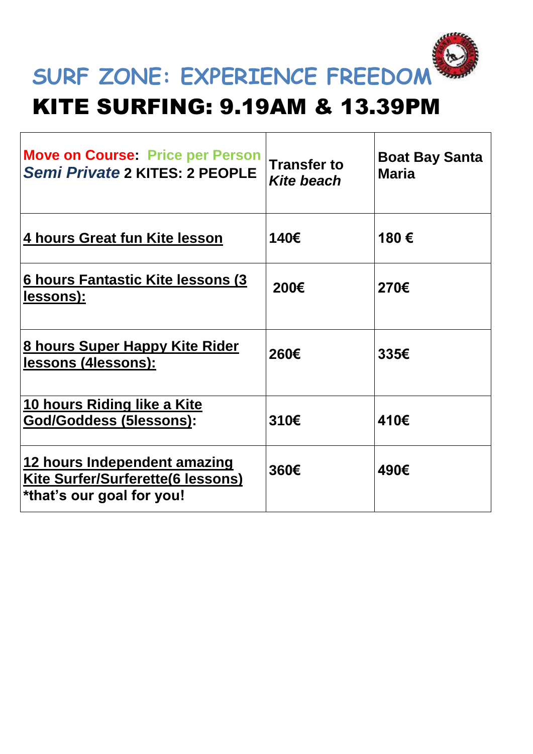# SURF ZONE: EXPERIENCE FREEDOM

## KITE SURFING: 9.19AM & 13.39PM

| **Move on Course**: **Price per Person** *Semi Private* **2 KITES: 2 PEOPLE** | **Transfer to *Kite beach*** | **Boat Bay Santa Maria** |
| --- | --- | --- |
| **4 hours Great fun Kite lesson** | **140€** | **180 €** |
| **6 hours Fantastic Kite lessons (3 lessons):** | **200€** | **270€** |
| **8 hours Super Happy Kite Rider lessons (4lessons):** | **260€** | **335€** |
| **10 hours Riding like a Kite God/Goddess (5lessons):** | **310€** | **410€** |
| **12 hours Independent amazing Kite Surfer/Surferette(6 lessons) *that's our goal for you!** | **360€** | **490€** |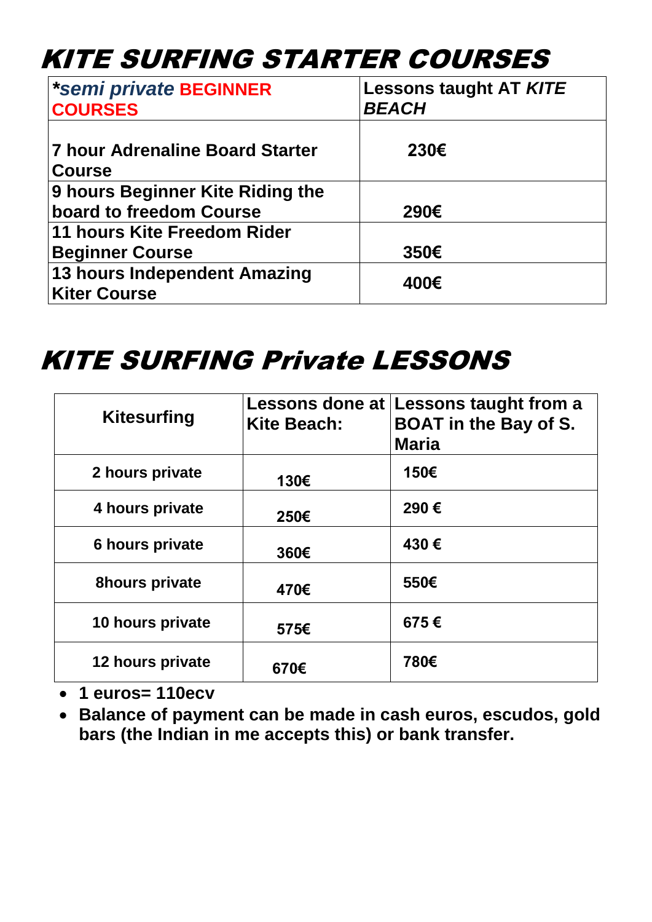# *KITE SURFING STARTER COURSES*

| ***semi private* BEGINNER COURSES** | **Lessons taught AT *KITE BEACH*** |
|---|---|
| **7 hour Adrenaline Board Starter Course** | **230€** |
| **9 hours Beginner Kite Riding the board to freedom Course** | **290€** |
| **11 hours Kite Freedom Rider Beginner Course** | **350€** |
| **13 hours Independent Amazing Kiter Course** | **400€** |

# *KITE SURFING Private LESSONS*

| **Kitesurfing** | **Lessons done at Kite Beach:** | **Lessons taught from a BOAT in the Bay of S. Maria** |
|---|---|---|
| **2 hours private** | **130€** | **150€** |
| **4 hours private** | **250€** | **290 €** |
| **6 hours private** | **360€** | **430 €** |
| **8hours private** | **470€** | **550€** |
| **10 hours private** | **575€** | **675 €** |
| **12 hours private** | **670€** | **780€** |

- **1 euros= 110ecv**
- **Balance of payment can be made in cash euros, escudos, gold bars (the Indian in me accepts this) or bank transfer.**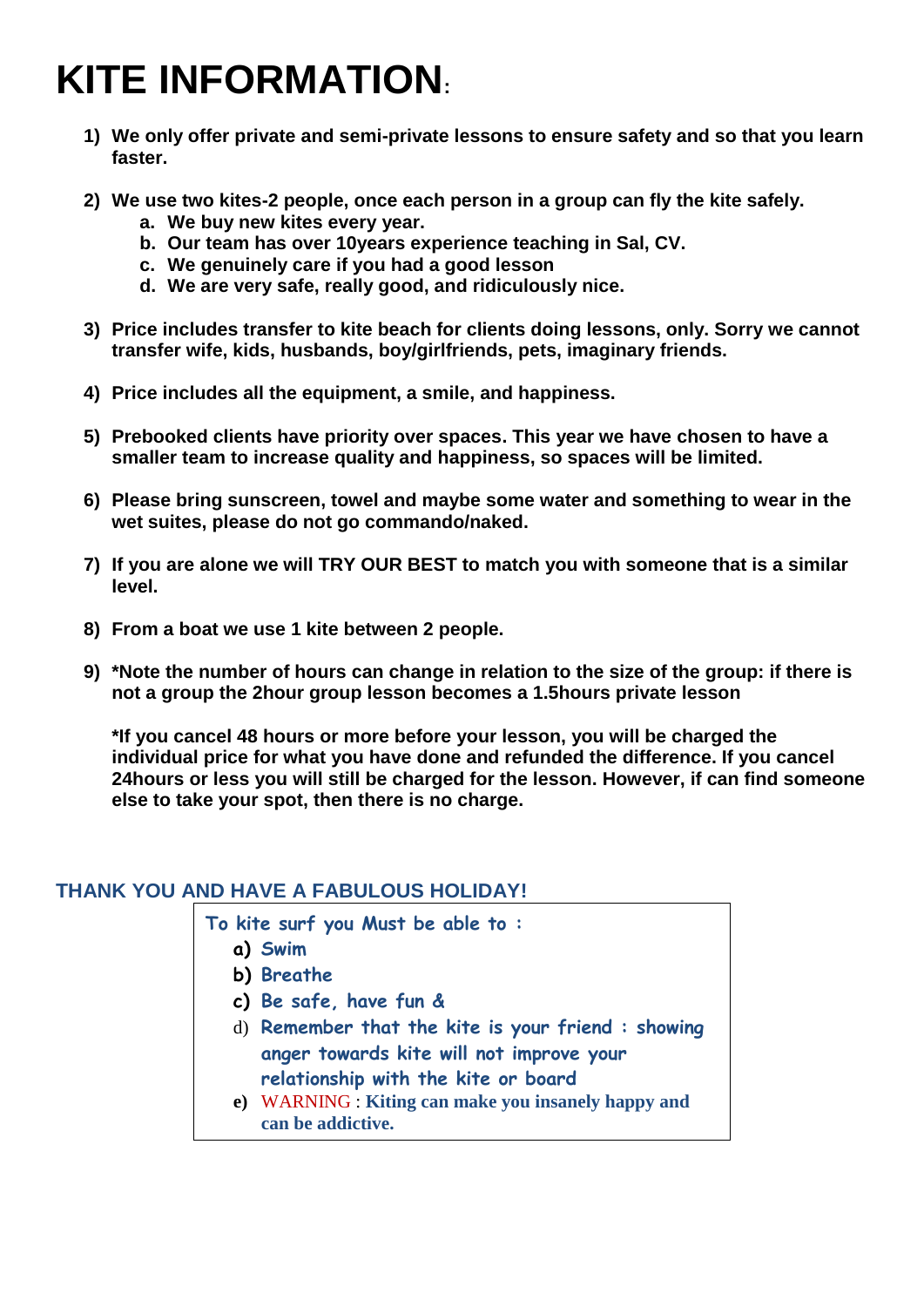# KITE INFORMATION:

1) **We only offer private and semi-private lessons to ensure safety and so that you learn faster.**

2) **We use two kites-2 people, once each person in a group can fly the kite safely.**
   a. **We buy new kites every year.**
   b. **Our team has over 10years experience teaching in Sal, CV.**
   c. **We genuinely care if you had a good lesson**
   d. **We are very safe, really good, and ridiculously nice.**

3) **Price includes transfer to kite beach for clients doing lessons, only. Sorry we cannot transfer wife, kids, husbands, boy/girlfriends, pets, imaginary friends.**

4) **Price includes all the equipment, a smile, and happiness.**

5) **Prebooked clients have priority over spaces. This year we have chosen to have a smaller team to increase quality and happiness, so spaces will be limited.**

6) **Please bring sunscreen, towel and maybe some water and something to wear in the wet suites, please do not go commando/naked.**

7) **If you are alone we will TRY OUR BEST to match you with someone that is a similar level.**

8) **From a boat we use 1 kite between 2 people.**

9) **\*Note the number of hours can change in relation to the size of the group: if there is not a group the 2hour group lesson becomes a 1.5hours private lesson**

   **\*If you cancel 48 hours or more before your lesson, you will be charged the individual price for what you have done and refunded the difference. If you cancel 24hours or less you will still be charged for the lesson. However, if can find someone else to take your spot, then there is no charge.**

## THANK YOU AND HAVE A FABULOUS HOLIDAY!

To kite surf you Must be able to :

a) Swim
b) Breathe
c) Be safe, have fun &
d) Remember that the kite is your friend : showing anger towards kite will not improve your relationship with the kite or board
e) WARNING : **Kiting can make you insanely happy and can be addictive.**